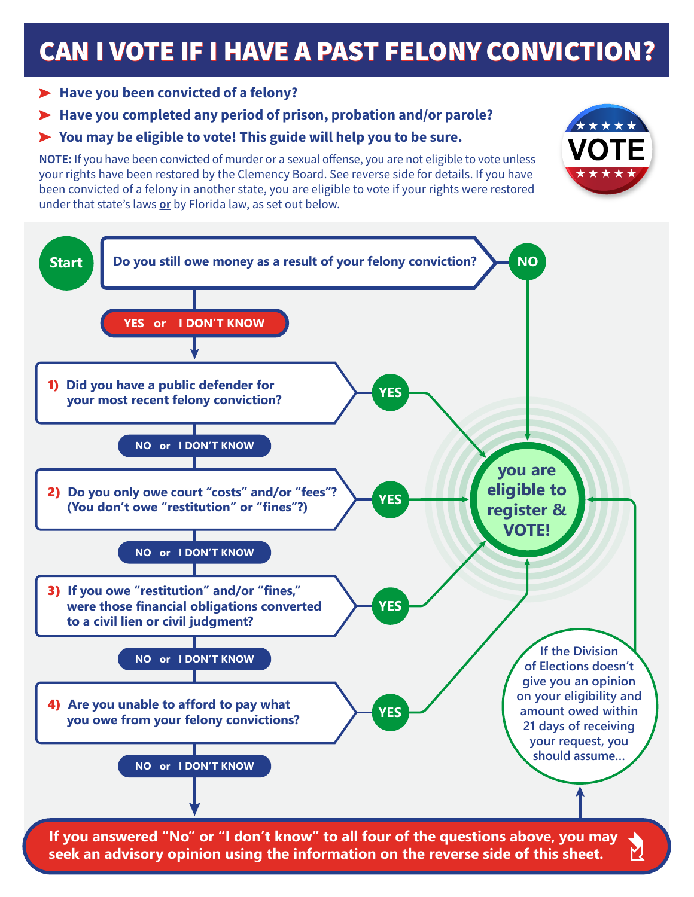# CAN I VOTE IF I HAVE A PAST FELONY CONVICTION?

- **Have you been convicted of a felony?**
- **Have you completed any period of prison, probation and/or parole?**
- **You may be eligible to vote! This guide will help you to be sure.**

**NOTE:** If you have been convicted of murder or a sexual offense, you are not eligible to vote unless your rights have been restored by the Clemency Board. See reverse side for details. If you have been convicted of a felony in another state, you are eligible to vote if your rights were restored under that state's laws or by Florida law, as set out below.

VOTE

**Start**

**Do you still owe money as a result of your felony conviction?**

- **NO** → you are eligible to register & VOTE!
- **YES or I DON'T KNOW** → continue to question 1

**1) Did you have a public defender for your most recent felony conviction?**

- **YES** → you are eligible to register & VOTE!
- **NO or I DON'T KNOW** → continue to question 2

**2) Do you only owe court "costs" and/or "fees"? (You don't owe "restitution" or "fines"?)**

- **YES** → you are eligible to register & VOTE!
- **NO or I DON'T KNOW** → continue to question 3

**3) If you owe "restitution" and/or "fines," were those financial obligations converted to a civil lien or civil judgment?**

- **YES** → you are eligible to register & VOTE!
- **NO or I DON'T KNOW** → continue to question 4

**4) Are you unable to afford to pay what you owe from your felony convictions?**

- **YES** → you are eligible to register & VOTE!
- **NO or I DON'T KNOW** → see below

**If you answered "No" or "I don't know" to all four of the questions above, you may seek an advisory opinion using the information on the reverse side of this sheet.**

If the Division of Elections doesn't give you an opinion on your eligibility and amount owed within 21 days of receiving your request, you should assume... **you are eligible to register & VOTE!**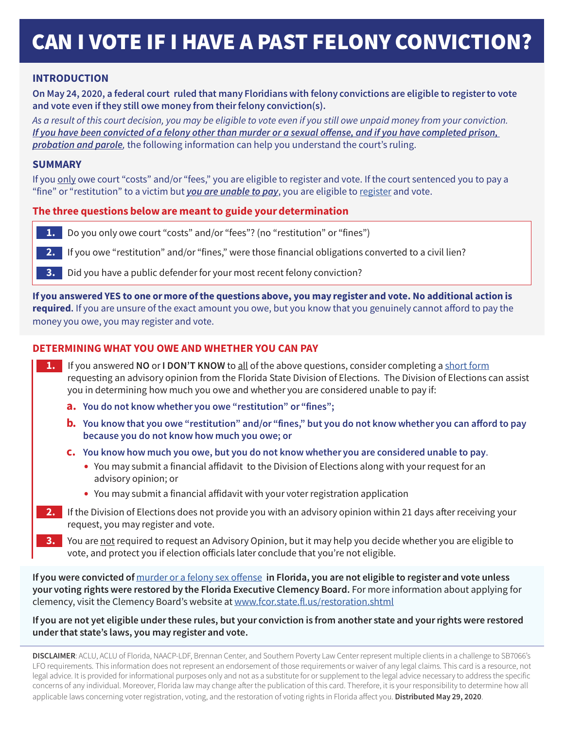# CAN I VOTE IF I HAVE A PAST FELONY CONVICTION?

## INTRODUCTION

**On May 24, 2020, a federal court ruled that many Floridians with felony convictions are eligible to register to vote and vote even if they still owe money from their felony conviction(s).**

*As a result of this court decision, you may be eligible to vote even if you still owe unpaid money from your conviction. **If you have been convicted of a felony other than murder or a sexual offense, and if you have completed prison, probation and parole**,* the following information can help you understand the court's ruling.

## SUMMARY

If you only owe court "costs" and/or "fees," you are eligible to register and vote. If the court sentenced you to pay a "fine" or "restitution" to a victim but ***you are unable to pay***, you are eligible to register and vote.

### The three questions below are meant to guide your determination

1. Do you only owe court "costs" and/or "fees"? (no "restitution" or "fines")
2. If you owe "restitution" and/or "fines," were those financial obligations converted to a civil lien?
3. Did you have a public defender for your most recent felony conviction?

**If you answered YES to one or more of the questions above, you may register and vote. No additional action is required.** If you are unsure of the exact amount you owe, but you know that you genuinely cannot afford to pay the money you owe, you may register and vote.

## DETERMINING WHAT YOU OWE AND WHETHER YOU CAN PAY

1. If you answered **NO** or **I DON'T KNOW** to all of the above questions, consider completing a short form requesting an advisory opinion from the Florida State Division of Elections. The Division of Elections can assist you in determining how much you owe and whether you are considered unable to pay if:
   - **a.** **You do not know whether you owe "restitution" or "fines";**
   - **b.** **You know that you owe "restitution" and/or "fines," but you do not know whether you can afford to pay because you do not know how much you owe; or**
   - **c.** **You know how much you owe, but you do not know whether you are considered unable to pay**.
     - You may submit a financial affidavit to the Division of Elections along with your request for an advisory opinion; or
     - You may submit a financial affidavit with your voter registration application
2. If the Division of Elections does not provide you with an advisory opinion within 21 days after receiving your request, you may register and vote.
3. You are not required to request an Advisory Opinion, but it may help you decide whether you are eligible to vote, and protect you if election officials later conclude that you're not eligible.

**If you were convicted of murder or a felony sex offense in Florida, you are not eligible to register and vote unless your voting rights were restored by the Florida Executive Clemency Board.** For more information about applying for clemency, visit the Clemency Board's website at www.fcor.state.fl.us/restoration.shtml

**If you are not yet eligible under these rules, but your conviction is from another state and your rights were restored under that state's laws, you may register and vote.**

---

**DISCLAIMER**: ACLU, ACLU of Florida, NAACP-LDF, Brennan Center, and Southern Poverty Law Center represent multiple clients in a challenge to SB7066's LFO requirements. This information does not represent an endorsement of those requirements or waiver of any legal claims. This card is a resource, not legal advice. It is provided for informational purposes only and not as a substitute for or supplement to the legal advice necessary to address the specific concerns of any individual. Moreover, Florida law may change after the publication of this card. Therefore, it is your responsibility to determine how all applicable laws concerning voter registration, voting, and the restoration of voting rights in Florida affect you. **Distributed May 29, 2020**.